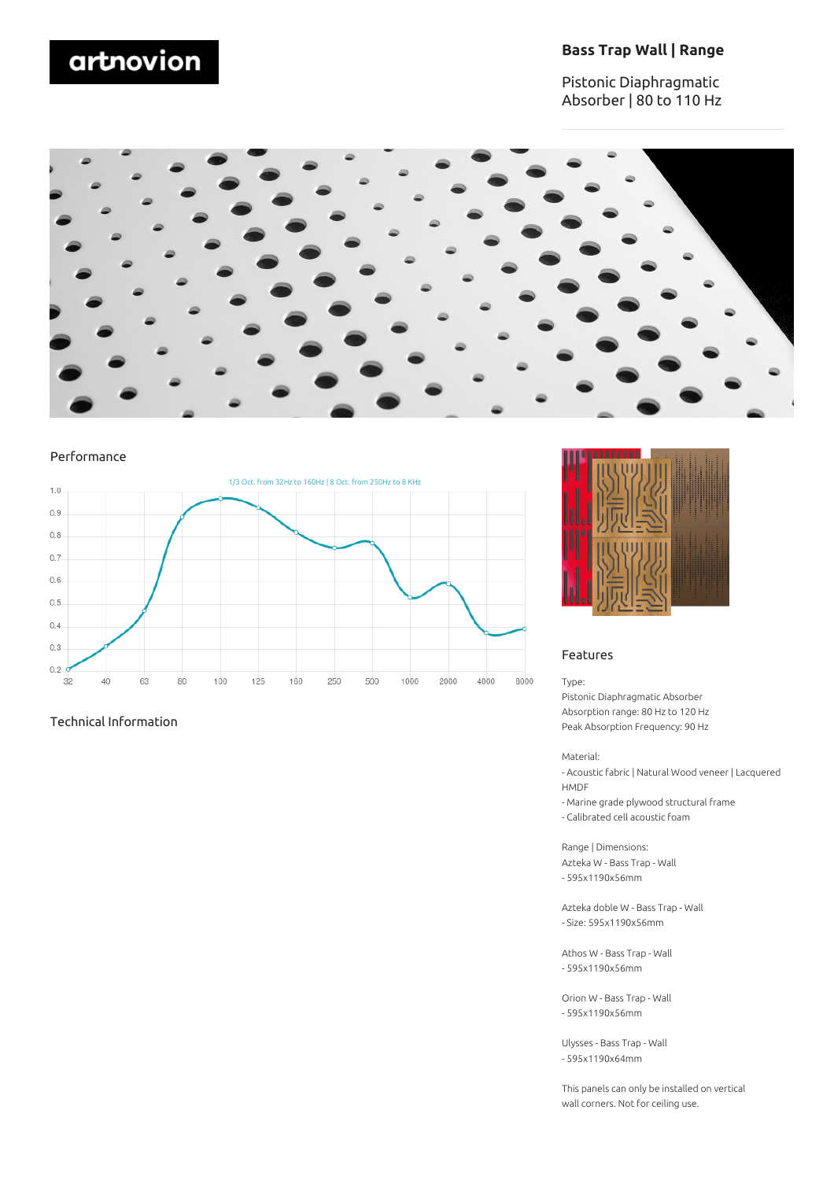artnovion

# Bass Trap Wall | Range

Pistonic Diaphragmatic Absorber | 80 to 110 Hz

## Performance

1/3 Oct. from 32Hz to 160Hz | 8 Oct. from 250Hz to 8 KHz

| Frequency (Hz) | 32 | 40 | 63 | 80 | 100 | 125 | 160 | 250 | 500 | 1000 | 2000 | 4000 | 8000 |
|---|---|---|---|---|---|---|---|---|---|---|---|---|---|
| Absorption | 0.2 | 0.32 | 0.47 | 0.89 | 0.97 | 0.93 | 0.82 | 0.75 | 0.77 | 0.53 | 0.6 | 0.37 | 0.39 |

## Technical Information

## Features

Type:
Pistonic Diaphragmatic Absorber
Absorption range: 80 Hz to 120 Hz
Peak Absorption Frequency: 90 Hz

Material:
- Acoustic fabric | Natural Wood veneer | Lacquered HMDF
- Marine grade plywood structural frame
- Calibrated cell acoustic foam

Range | Dimensions:
Azteka W - Bass Trap - Wall
- 595x1190x56mm

Azteka doble W - Bass Trap - Wall
- Size: 595x1190x56mm

Athos W - Bass Trap - Wall
- 595x1190x56mm

Orion W - Bass Trap - Wall
- 595x1190x56mm

Ulysses - Bass Trap - Wall
- 595x1190x64mm

This panels can only be installed on vertical wall corners. Not for ceiling use.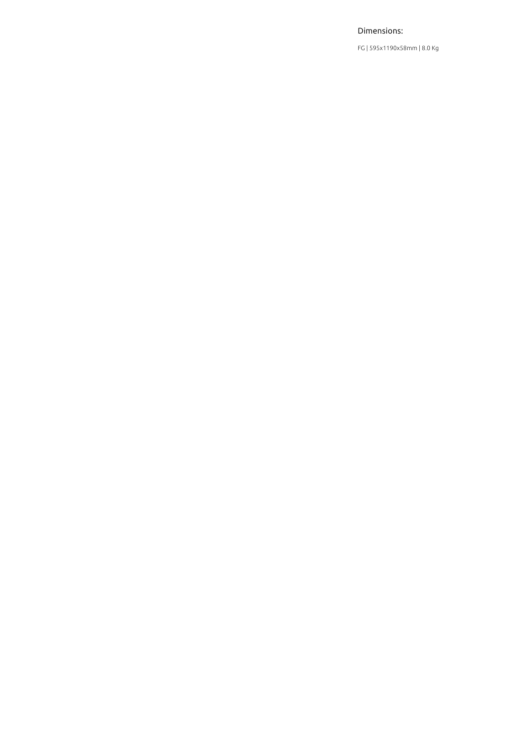Dimensions:

FG | 595x1190x58mm | 8.0 Kg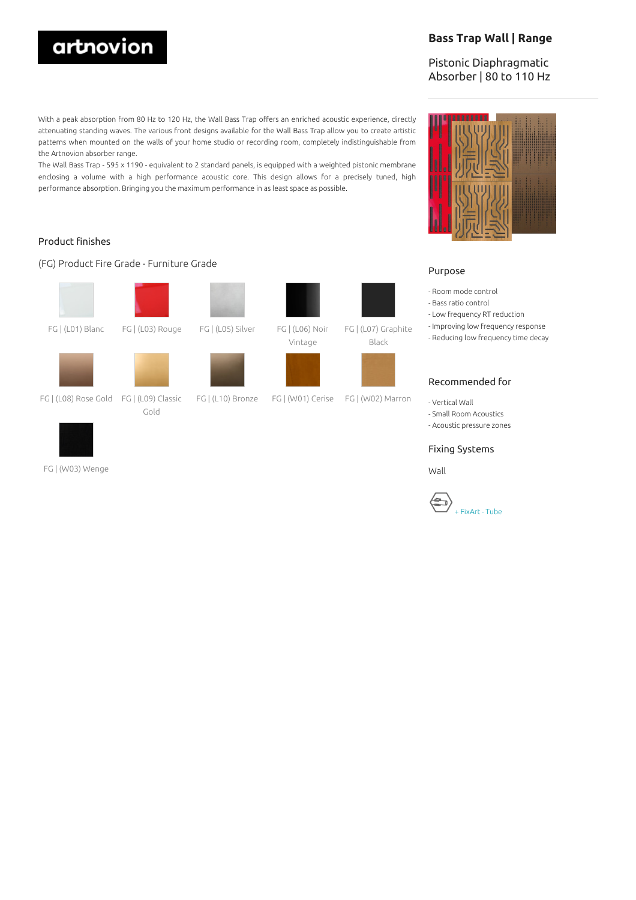artnovion

# Bass Trap Wall | Range

## Pistonic Diaphragmatic Absorber | 80 to 110 Hz

With a peak absorption from 80 Hz to 120 Hz, the Wall Bass Trap offers an enriched acoustic experience, directly attenuating standing waves. The various front designs available for the Wall Bass Trap allow you to create artistic patterns when mounted on the walls of your home studio or recording room, completely indistinguishable from the Artnovion absorber range.

The Wall Bass Trap - 595 x 1190 - equivalent to 2 standard panels, is equipped with a weighted pistonic membrane enclosing a volume with a high performance acoustic core. This design allows for a precisely tuned, high performance absorption. Bringing you the maximum performance in as least space as possible.

### Product finishes

(FG) Product Fire Grade - Furniture Grade

- FG | (L01) Blanc
- FG | (L03) Rouge
- FG | (L05) Silver
- FG | (L06) Noir Vintage
- FG | (L07) Graphite Black
- FG | (L08) Rose Gold
- FG | (L09) Classic Gold
- FG | (L10) Bronze
- FG | (W01) Cerise
- FG | (W02) Marron
- FG | (W03) Wenge

### Purpose

- Room mode control
- Bass ratio control
- Low frequency RT reduction
- Improving low frequency response
- Reducing low frequency time decay

### Recommended for

- Vertical Wall
- Small Room Acoustics
- Acoustic pressure zones

### Fixing Systems

Wall

+ FixArt - Tube